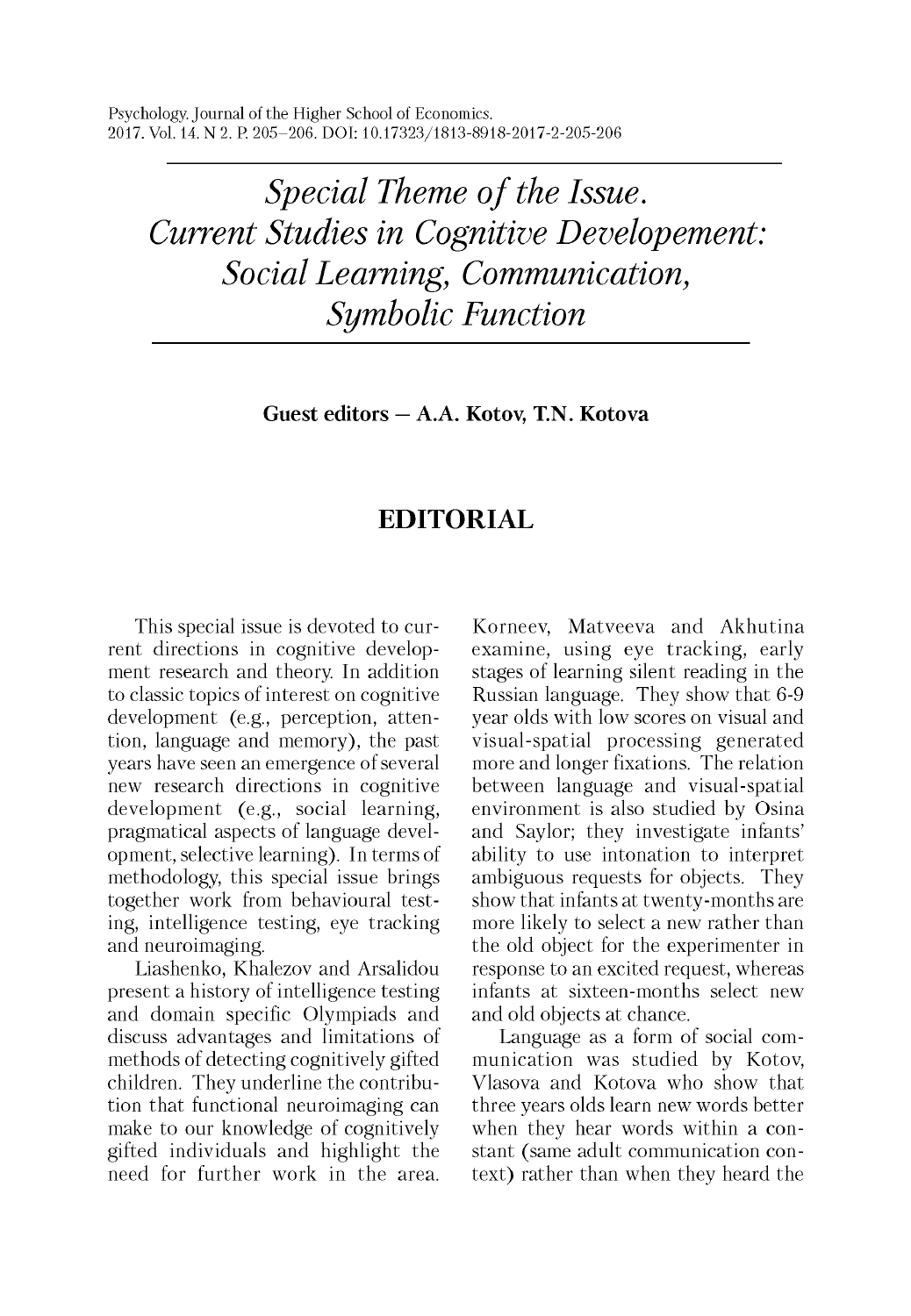# *Special Theme of the Issue. Current Studies in Cognitive Developement: Social Learning, Communication, Symbolic Function*

**Guest editors – A.A. Kotov, T.N. Kotova**

## EDITORIAL

This special issue is devoted to current directions in cognitive development research and theory. In addition to classic topics of interest on cognitive development (e.g., perception, attention, language and memory), the past years have seen an emergence of several new research directions in cognitive development (e.g., social learning, pragmatical aspects of language development, selective learning). In terms of methodology, this special issue brings together work from behavioural testing, intelligence testing, eye tracking and neuroimaging.

Liashenko, Khalezov and Arsalidou present a history of intelligence testing and domain specific Olympiads and discuss advantages and limitations of methods of detecting cognitively gifted children. They underline the contribution that functional neuroimaging can make to our knowledge of cognitively gifted individuals and highlight the need for further work in the area. Korneev, Matveeva and Akhutina examine, using eye tracking, early stages of learning silent reading in the Russian language. They show that 6-9 year olds with low scores on visual and visual-spatial processing generated more and longer fixations. The relation between language and visual-spatial environment is also studied by Osina and Saylor; they investigate infants' ability to use intonation to interpret ambiguous requests for objects. They show that infants at twenty-months are more likely to select a new rather than the old object for the experimenter in response to an excited request, whereas infants at sixteen-months select new and old objects at chance.

Language as a form of social communication was studied by Kotov, Vlasova and Kotova who show that three years olds learn new words better when they hear words within a constant (same adult communication context) rather than when they heard the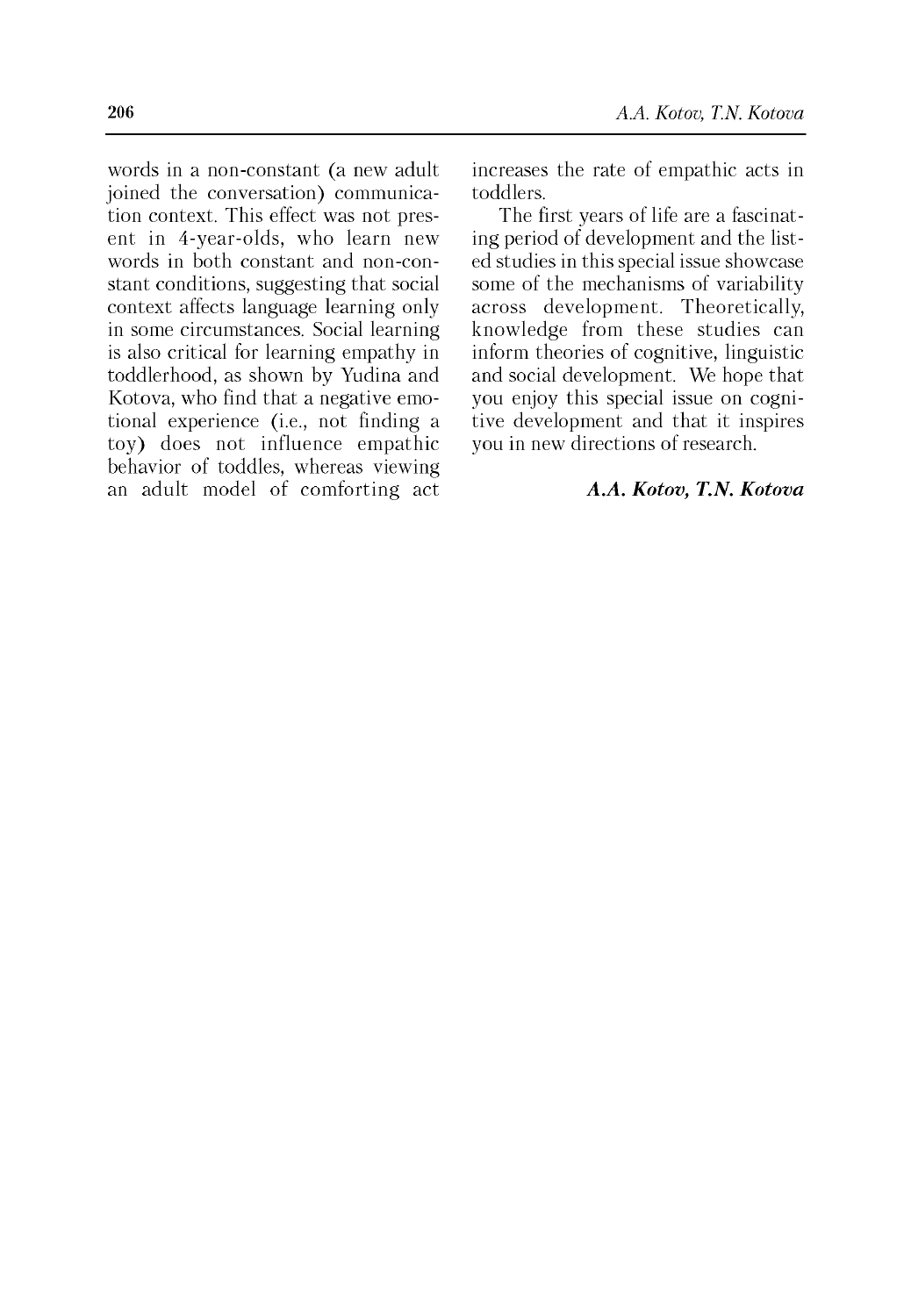words in a non-constant (a new adult joined the conversation) communication context. This effect was not present in 4-year-olds, who learn new words in both constant and non-constant conditions, suggesting that social context affects language learning only in some circumstances. Social learning is also critical for learning empathy in toddlerhood, as shown by Yudina and Kotova, who find that a negative emotional experience (i.e., not finding a toy) does not influence empathic behavior of toddles, whereas viewing an adult model of comforting act increases the rate of empathic acts in toddlers.

The first years of life are a fascinating period of development and the listed studies in this special issue showcase some of the mechanisms of variability across development. Theoretically, knowledge from these studies can inform theories of cognitive, linguistic and social development. We hope that you enjoy this special issue on cognitive development and that it inspires you in new directions of research.

***A.A. Kotov, T.N. Kotova***